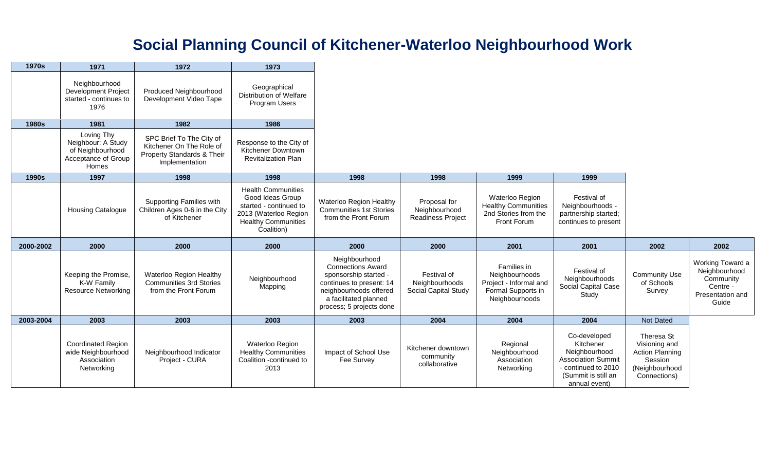# Social Planning Council of Kitchener-Waterloo Neighbourhood Work

| 1970s | 1971 | 1972 | 1973 | | | | | | |
|---|---|---|---|---|---|---|---|---|---|
| | Neighbourhood Development Project started - continues to 1976 | Produced Neighbourhood Development Video Tape | Geographical Distribution of Welfare Program Users | | | | | | |
| **1980s** | **1981** | **1982** | **1986** | | | | | | |
| | Loving Thy Neighbour: A Study of Neighbourhood Acceptance of Group Homes | SPC Brief To The City of Kitchener On The Role of Property Standards & Their Implementation | Response to the City of Kitchener Downtown Revitalization Plan | | | | | | |
| **1990s** | **1997** | **1998** | **1998** | **1998** | **1998** | **1999** | **1999** | | |
| | Housing Catalogue | Supporting Families with Children Ages 0-6 in the City of Kitchener | Health Communities Good Ideas Group started - continued to 2013 (Waterloo Region Healthy Communities Coalition) | Waterloo Region Healthy Communities 1st Stories from the Front Forum | Proposal for Neighbourhood Readiness Project | Waterloo Region Healthy Communities 2nd Stories from the Front Forum | Festival of Neighbourhoods - partnership started; continues to present | | |
| **2000-2002** | **2000** | **2000** | **2000** | **2000** | **2000** | **2001** | **2001** | **2002** | **2002** |
| | Keeping the Promise, K-W Family Resource Networking | Waterloo Region Healthy Communities 3rd Stories from the Front Forum | Neighbourhood Mapping | Neighbourhood Connections Award sponsorship started - continues to present: 14 neighbourhoods offered a facilitated planned process; 5 projects done | Festival of Neighbourhoods Social Capital Study | Families in Neighbourhoods Project - Informal and Formal Supports in Neighbourhoods | Festival of Neighbourhoods Social Capital Case Study | Community Use of Schools Survey | Working Toward a Neighbourhood Community Centre - Presentation and Guide |
| **2003-2004** | **2003** | **2003** | **2003** | **2003** | **2004** | **2004** | **2004** | **Not Dated** | |
| | Coordinated Region wide Neighbourhood Association Networking | Neighbourhood Indicator Project - CURA | Waterloo Region Healthy Communities Coalition -continued to 2013 | Impact of School Use Fee Survey | Kitchener downtown community collaborative | Regional Neighbourhood Association Networking | Co-developed Kitchener Neighbourhood Association Summit - continued to 2010 (Summit is still an annual event) | Theresa St Visioning and Action Planning Session (Neighbourhood Connections) | |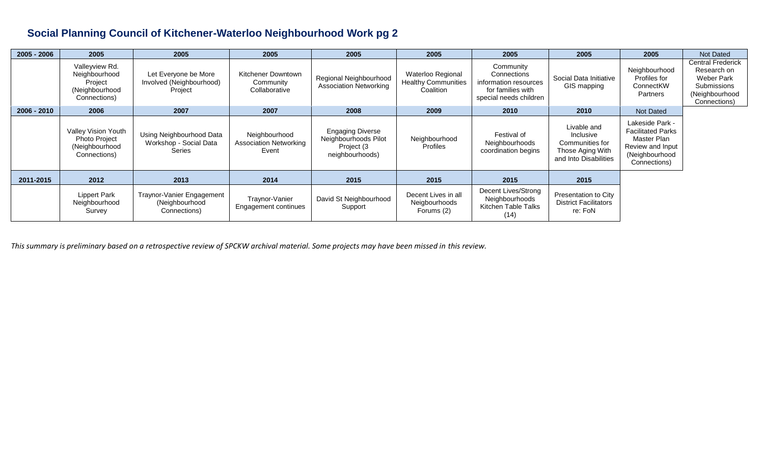## Social Planning Council of Kitchener-Waterloo Neighbourhood Work pg 2

| 2005 - 2006 | 2005 | 2005 | 2005 | 2005 | 2005 | 2005 | 2005 | 2005 | Not Dated |
|---|---|---|---|---|---|---|---|---|---|
| | Valleyview Rd. Neighbourhood Project (Neighbourhood Connections) | Let Everyone be More Involved (Neighbourhood) Project | Kitchener Downtown Community Collaborative | Regional Neighbourhood Association Networking | Waterloo Regional Healthy Communities Coalition | Community Connections information resources for families with special needs children | Social Data Initiative GIS mapping | Neighbourhood Profiles for ConnectKW Partners | Central Frederick Research on Weber Park Submissions (Neighbourhood Connections) |
| **2006 - 2010** | **2006** | **2007** | **2007** | **2008** | **2009** | **2010** | **2010** | Not Dated | |
| | Valley Vision Youth Photo Project (Neighbourhood Connections) | Using Neighbourhood Data Workshop - Social Data Series | Neighbourhood Association Networking Event | Engaging Diverse Neighbourhoods Pilot Project (3 neighbourhoods) | Neighbourhood Profiles | Festival of Neighbourhoods coordination begins | Livable and Inclusive Communities for Those Aging With and Into Disabilities | Lakeside Park - Facilitated Parks Master Plan Review and Input (Neighbourhood Connections) | |
| **2011-2015** | **2012** | **2013** | **2014** | **2015** | **2015** | **2015** | **2015** | | |
| | Lippert Park Neighbourhood Survey | Traynor-Vanier Engagement (Neighbourhood Connections) | Traynor-Vanier Engagement continues | David St Neighbourhood Support | Decent Lives in all Neigbourhoods Forums (2) | Decent Lives/Strong Neighbourhoods Kitchen Table Talks (14) | Presentation to City District Facilitators re: FoN | | |

*This summary is preliminary based on a retrospective review of SPCKW archival material. Some projects may have been missed in this review.*